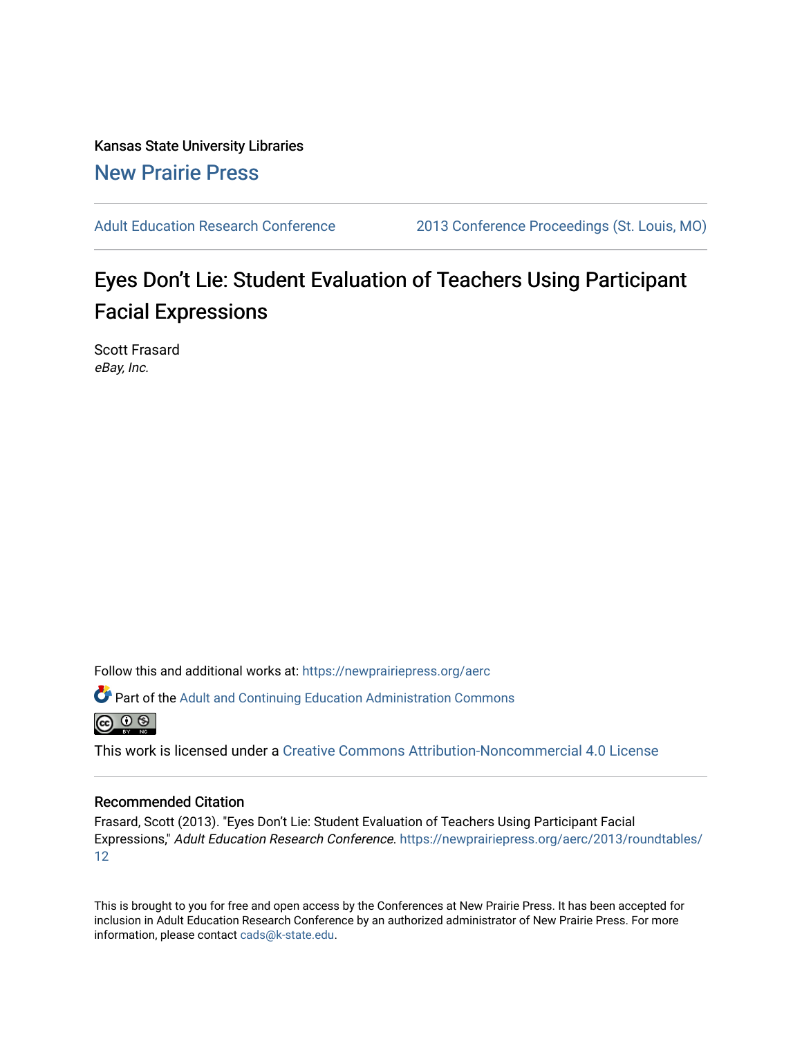Kansas State University Libraries

New Prairie Press

Adult Education Research Conference | 2013 Conference Proceedings (St. Louis, MO)

# Eyes Don't Lie: Student Evaluation of Teachers Using Participant Facial Expressions

Scott Frasard

*eBay, Inc.*

Follow this and additional works at: https://newprairiepress.org/aerc

Part of the Adult and Continuing Education Administration Commons

This work is licensed under a Creative Commons Attribution-Noncommercial 4.0 License

## Recommended Citation

Frasard, Scott (2013). "Eyes Don't Lie: Student Evaluation of Teachers Using Participant Facial Expressions," *Adult Education Research Conference*. https://newprairiepress.org/aerc/2013/roundtables/12

This is brought to you for free and open access by the Conferences at New Prairie Press. It has been accepted for inclusion in Adult Education Research Conference by an authorized administrator of New Prairie Press. For more information, please contact cads@k-state.edu.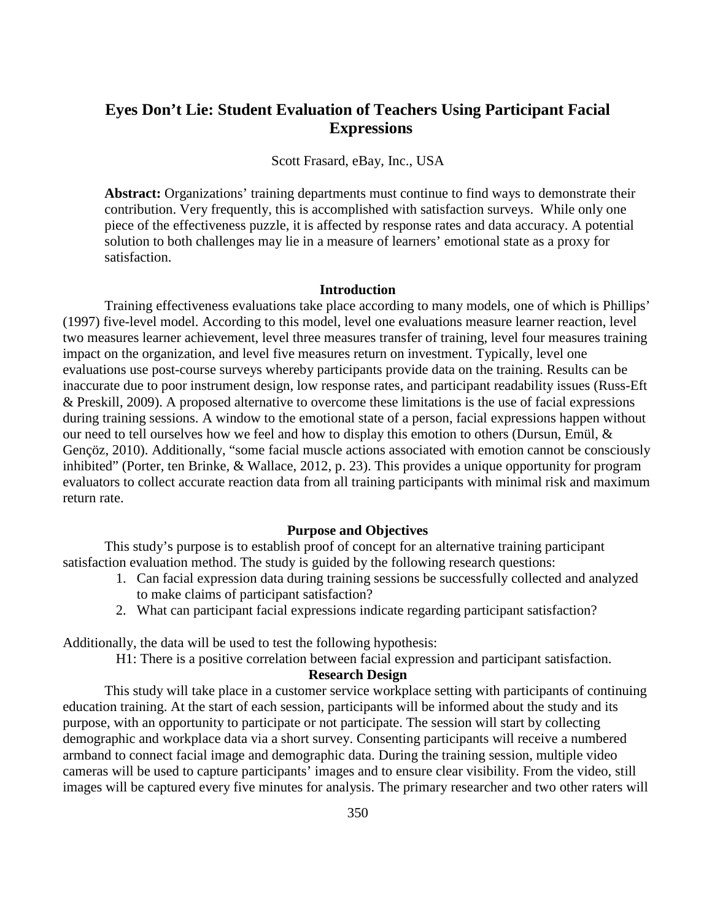# Eyes Don't Lie: Student Evaluation of Teachers Using Participant Facial Expressions

Scott Frasard, eBay, Inc., USA

**Abstract:** Organizations' training departments must continue to find ways to demonstrate their contribution. Very frequently, this is accomplished with satisfaction surveys. While only one piece of the effectiveness puzzle, it is affected by response rates and data accuracy. A potential solution to both challenges may lie in a measure of learners' emotional state as a proxy for satisfaction.

## Introduction

Training effectiveness evaluations take place according to many models, one of which is Phillips' (1997) five-level model. According to this model, level one evaluations measure learner reaction, level two measures learner achievement, level three measures transfer of training, level four measures training impact on the organization, and level five measures return on investment. Typically, level one evaluations use post-course surveys whereby participants provide data on the training. Results can be inaccurate due to poor instrument design, low response rates, and participant readability issues (Russ-Eft & Preskill, 2009). A proposed alternative to overcome these limitations is the use of facial expressions during training sessions. A window to the emotional state of a person, facial expressions happen without our need to tell ourselves how we feel and how to display this emotion to others (Dursun, Emül, & Gençöz, 2010). Additionally, "some facial muscle actions associated with emotion cannot be consciously inhibited" (Porter, ten Brinke, & Wallace, 2012, p. 23). This provides a unique opportunity for program evaluators to collect accurate reaction data from all training participants with minimal risk and maximum return rate.

## Purpose and Objectives

This study's purpose is to establish proof of concept for an alternative training participant satisfaction evaluation method. The study is guided by the following research questions:

1. Can facial expression data during training sessions be successfully collected and analyzed to make claims of participant satisfaction?
2. What can participant facial expressions indicate regarding participant satisfaction?

Additionally, the data will be used to test the following hypothesis:

H1: There is a positive correlation between facial expression and participant satisfaction.

## Research Design

This study will take place in a customer service workplace setting with participants of continuing education training. At the start of each session, participants will be informed about the study and its purpose, with an opportunity to participate or not participate. The session will start by collecting demographic and workplace data via a short survey. Consenting participants will receive a numbered armband to connect facial image and demographic data. During the training session, multiple video cameras will be used to capture participants' images and to ensure clear visibility. From the video, still images will be captured every five minutes for analysis. The primary researcher and two other raters will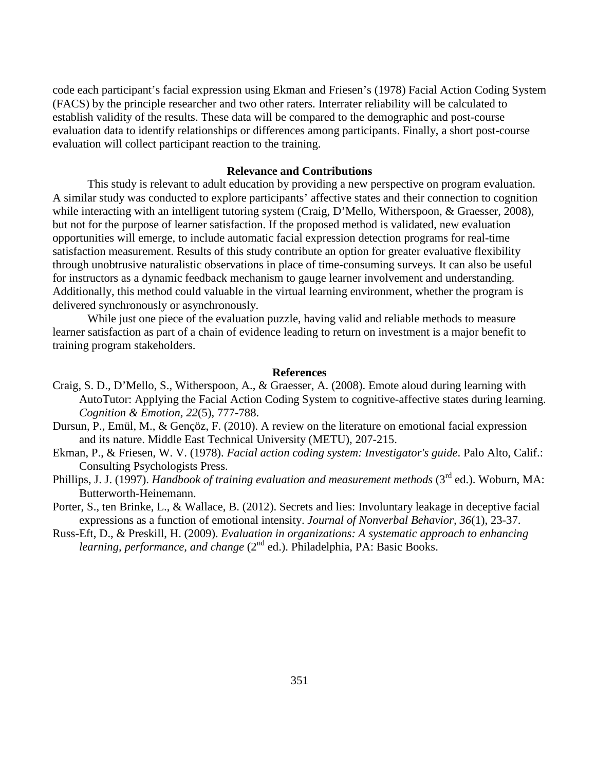code each participant's facial expression using Ekman and Friesen's (1978) Facial Action Coding System (FACS) by the principle researcher and two other raters. Interrater reliability will be calculated to establish validity of the results. These data will be compared to the demographic and post-course evaluation data to identify relationships or differences among participants. Finally, a short post-course evaluation will collect participant reaction to the training.

## Relevance and Contributions

This study is relevant to adult education by providing a new perspective on program evaluation. A similar study was conducted to explore participants' affective states and their connection to cognition while interacting with an intelligent tutoring system (Craig, D'Mello, Witherspoon, & Graesser, 2008), but not for the purpose of learner satisfaction. If the proposed method is validated, new evaluation opportunities will emerge, to include automatic facial expression detection programs for real-time satisfaction measurement. Results of this study contribute an option for greater evaluative flexibility through unobtrusive naturalistic observations in place of time-consuming surveys. It can also be useful for instructors as a dynamic feedback mechanism to gauge learner involvement and understanding. Additionally, this method could valuable in the virtual learning environment, whether the program is delivered synchronously or asynchronously.

While just one piece of the evaluation puzzle, having valid and reliable methods to measure learner satisfaction as part of a chain of evidence leading to return on investment is a major benefit to training program stakeholders.

## References

Craig, S. D., D'Mello, S., Witherspoon, A., & Graesser, A. (2008). Emote aloud during learning with AutoTutor: Applying the Facial Action Coding System to cognitive-affective states during learning. *Cognition & Emotion, 22*(5), 777-788.

Dursun, P., Emül, M., & Gençöz, F. (2010). A review on the literature on emotional facial expression and its nature. Middle East Technical University (METU), 207-215.

Ekman, P., & Friesen, W. V. (1978). *Facial action coding system: Investigator's guide*. Palo Alto, Calif.: Consulting Psychologists Press.

Phillips, J. J. (1997). *Handbook of training evaluation and measurement methods* (3rd ed.). Woburn, MA: Butterworth-Heinemann.

Porter, S., ten Brinke, L., & Wallace, B. (2012). Secrets and lies: Involuntary leakage in deceptive facial expressions as a function of emotional intensity. *Journal of Nonverbal Behavior, 36*(1), 23-37.

Russ-Eft, D., & Preskill, H. (2009). *Evaluation in organizations: A systematic approach to enhancing learning, performance, and change* (2nd ed.). Philadelphia, PA: Basic Books.